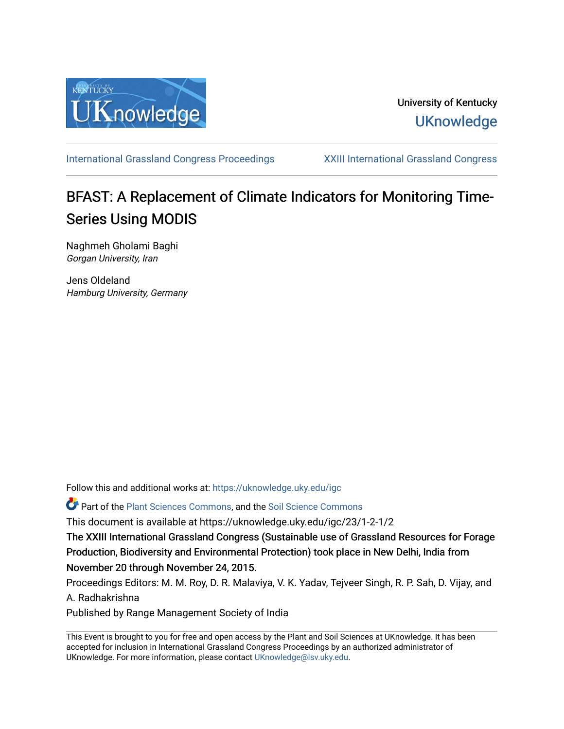University of Kentucky

UKnowledge

International Grassland Congress Proceedings | XXIII International Grassland Congress

# BFAST: A Replacement of Climate Indicators for Monitoring Time-Series Using MODIS

Naghmeh Gholami Baghi
*Gorgan University, Iran*

Jens Oldeland
*Hamburg University, Germany*

Follow this and additional works at: https://uknowledge.uky.edu/igc

Part of the Plant Sciences Commons, and the Soil Science Commons

This document is available at https://uknowledge.uky.edu/igc/23/1-2-1/2

The XXIII International Grassland Congress (Sustainable use of Grassland Resources for Forage Production, Biodiversity and Environmental Protection) took place in New Delhi, India from November 20 through November 24, 2015.

Proceedings Editors: M. M. Roy, D. R. Malaviya, V. K. Yadav, Tejveer Singh, R. P. Sah, D. Vijay, and A. Radhakrishna

Published by Range Management Society of India

---

This Event is brought to you for free and open access by the Plant and Soil Sciences at UKnowledge. It has been accepted for inclusion in International Grassland Congress Proceedings by an authorized administrator of UKnowledge. For more information, please contact UKnowledge@lsv.uky.edu.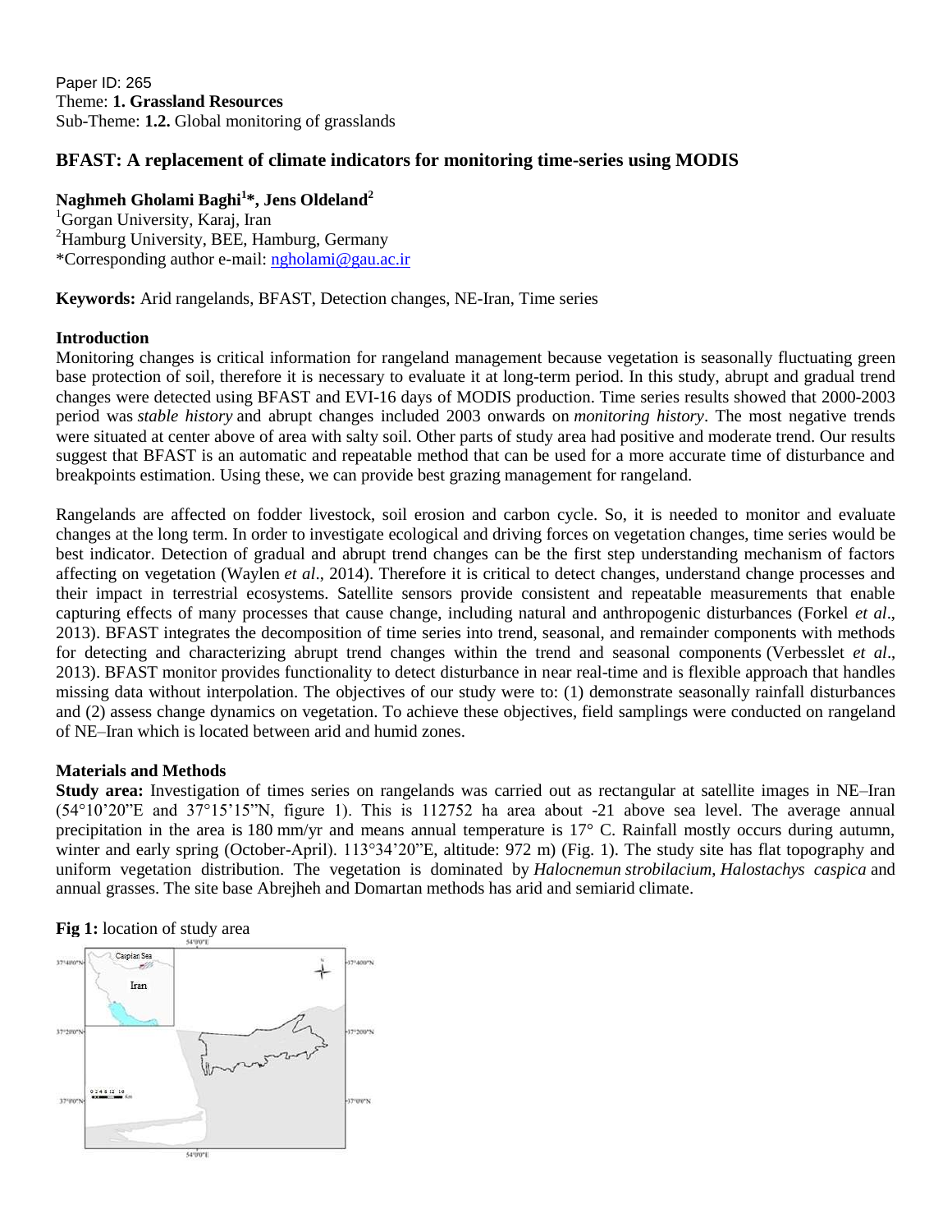Paper ID: 265
Theme: **1. Grassland Resources**
Sub-Theme: **1.2.** Global monitoring of grasslands

## BFAST: A replacement of climate indicators for monitoring time-series using MODIS

**Naghmeh Gholami Baghi[1]*, Jens Oldeland[2]**

[1]Gorgan University, Karaj, Iran
[2]Hamburg University, BEE, Hamburg, Germany
*Corresponding author e-mail: ngholami@gau.ac.ir

**Keywords:** Arid rangelands, BFAST, Detection changes, NE-Iran, Time series

### Introduction

Monitoring changes is critical information for rangeland management because vegetation is seasonally fluctuating green base protection of soil, therefore it is necessary to evaluate it at long-term period. In this study, abrupt and gradual trend changes were detected using BFAST and EVI-16 days of MODIS production. Time series results showed that 2000-2003 period was *stable history* and abrupt changes included 2003 onwards on *monitoring history*. The most negative trends were situated at center above of area with salty soil. Other parts of study area had positive and moderate trend. Our results suggest that BFAST is an automatic and repeatable method that can be used for a more accurate time of disturbance and breakpoints estimation. Using these, we can provide best grazing management for rangeland.

Rangelands are affected on fodder livestock, soil erosion and carbon cycle. So, it is needed to monitor and evaluate changes at the long term. In order to investigate ecological and driving forces on vegetation changes, time series would be best indicator. Detection of gradual and abrupt trend changes can be the first step understanding mechanism of factors affecting on vegetation (Waylen *et al*., 2014). Therefore it is critical to detect changes, understand change processes and their impact in terrestrial ecosystems. Satellite sensors provide consistent and repeatable measurements that enable capturing effects of many processes that cause change, including natural and anthropogenic disturbances (Forkel *et al*., 2013). BFAST integrates the decomposition of time series into trend, seasonal, and remainder components with methods for detecting and characterizing abrupt trend changes within the trend and seasonal components (Verbesslet *et al*., 2013). BFAST monitor provides functionality to detect disturbance in near real-time and is flexible approach that handles missing data without interpolation. The objectives of our study were to: (1) demonstrate seasonally rainfall disturbances and (2) assess change dynamics on vegetation. To achieve these objectives, field samplings were conducted on rangeland of NE–Iran which is located between arid and humid zones.

### Materials and Methods

**Study area:** Investigation of times series on rangelands was carried out as rectangular at satellite images in NE–Iran (54°10'20"E and 37°15'15"N, figure 1). This is 112752 ha area about -21 above sea level. The average annual precipitation in the area is 180 mm/yr and means annual temperature is 17° C. Rainfall mostly occurs during autumn, winter and early spring (October-April). 113°34'20"E, altitude: 972 m) (Fig. 1). The study site has flat topography and uniform vegetation distribution. The vegetation is dominated by *Halocnemun strobilacium*, *Halostachys caspica* and annual grasses. The site base Abrejheh and Domartan methods has arid and semiarid climate.

**Fig 1:** location of study area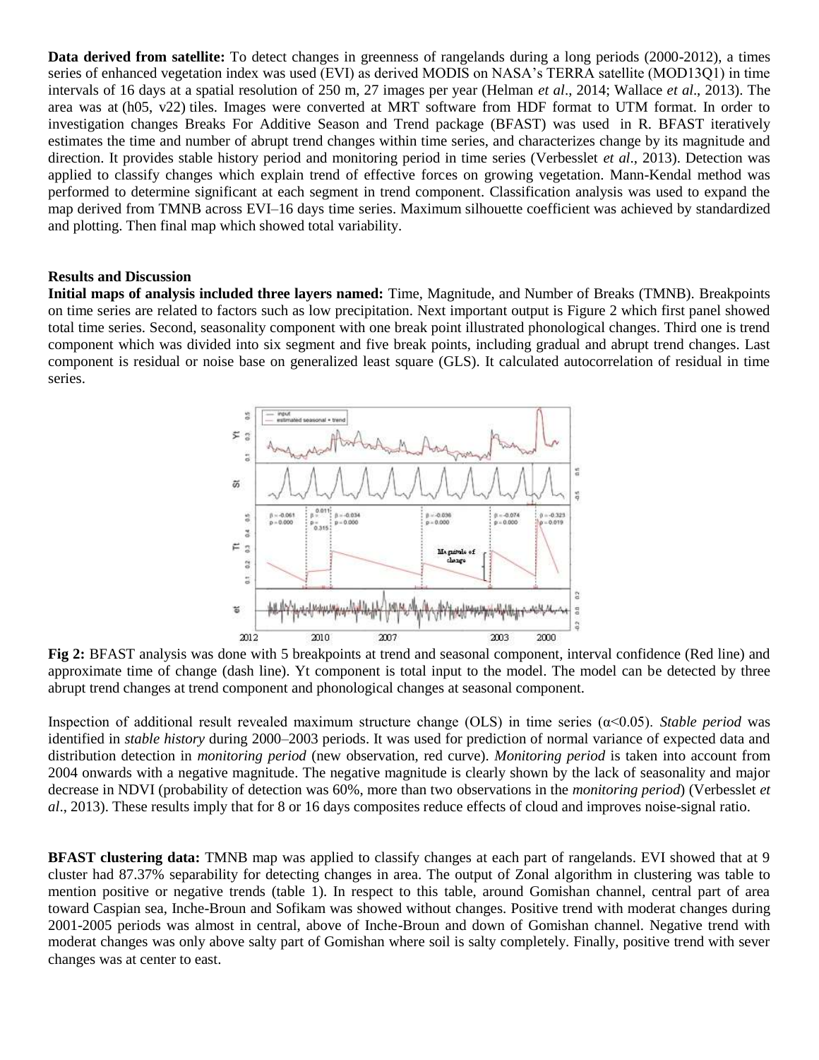**Data derived from satellite:** To detect changes in greenness of rangelands during a long periods (2000-2012), a times series of enhanced vegetation index was used (EVI) as derived MODIS on NASA's TERRA satellite (MOD13Q1) in time intervals of 16 days at a spatial resolution of 250 m, 27 images per year (Helman *et al*., 2014; Wallace *et al*., 2013). The area was at (h05, v22) tiles. Images were converted at MRT software from HDF format to UTM format. In order to investigation changes Breaks For Additive Season and Trend package (BFAST) was used in R. BFAST iteratively estimates the time and number of abrupt trend changes within time series, and characterizes change by its magnitude and direction. It provides stable history period and monitoring period in time series (Verbesslet *et al*., 2013). Detection was applied to classify changes which explain trend of effective forces on growing vegetation. Mann-Kendal method was performed to determine significant at each segment in trend component. Classification analysis was used to expand the map derived from TMNB across EVI–16 days time series. Maximum silhouette coefficient was achieved by standardized and plotting. Then final map which showed total variability.

**Results and Discussion**

**Initial maps of analysis included three layers named:** Time, Magnitude, and Number of Breaks (TMNB). Breakpoints on time series are related to factors such as low precipitation. Next important output is Figure 2 which first panel showed total time series. Second, seasonality component with one break point illustrated phonological changes. Third one is trend component which was divided into six segment and five break points, including gradual and abrupt trend changes. Last component is residual or noise base on generalized least square (GLS). It calculated autocorrelation of residual in time series.

**Fig 2:** BFAST analysis was done with 5 breakpoints at trend and seasonal component, interval confidence (Red line) and approximate time of change (dash line). Yt component is total input to the model. The model can be detected by three abrupt trend changes at trend component and phonological changes at seasonal component.

Inspection of additional result revealed maximum structure change (OLS) in time series ($\alpha<0.05$). *Stable period* was identified in *stable history* during 2000–2003 periods. It was used for prediction of normal variance of expected data and distribution detection in *monitoring period* (new observation, red curve). *Monitoring period* is taken into account from 2004 onwards with a negative magnitude. The negative magnitude is clearly shown by the lack of seasonality and major decrease in NDVI (probability of detection was 60%, more than two observations in the *monitoring period*) (Verbesslet *et al*., 2013). These results imply that for 8 or 16 days composites reduce effects of cloud and improves noise-signal ratio.

**BFAST clustering data:** TMNB map was applied to classify changes at each part of rangelands. EVI showed that at 9 cluster had 87.37% separability for detecting changes in area. The output of Zonal algorithm in clustering was table to mention positive or negative trends (table 1). In respect to this table, around Gomishan channel, central part of area toward Caspian sea, Inche-Broun and Sofikam was showed without changes. Positive trend with moderat changes during 2001-2005 periods was almost in central, above of Inche-Broun and down of Gomishan channel. Negative trend with moderat changes was only above salty part of Gomishan where soil is salty completely. Finally, positive trend with sever changes was at center to east.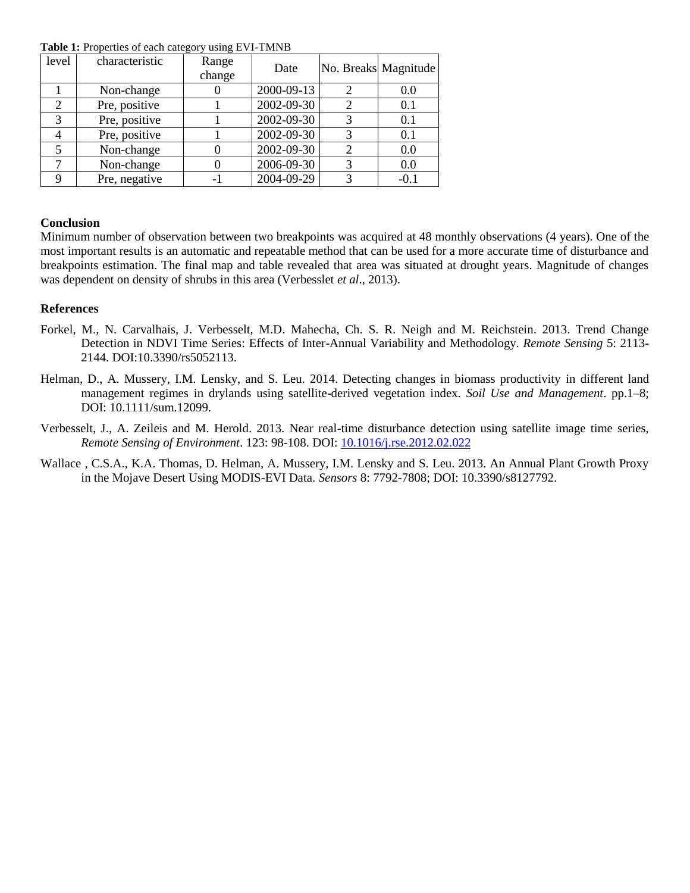**Table 1:** Properties of each category using EVI-TMNB

| level | characteristic | Range change | Date | No. Breaks | Magnitude |
|---|---|---|---|---|---|
| 1 | Non-change | 0 | 2000-09-13 | 2 | 0.0 |
| 2 | Pre, positive | 1 | 2002-09-30 | 2 | 0.1 |
| 3 | Pre, positive | 1 | 2002-09-30 | 3 | 0.1 |
| 4 | Pre, positive | 1 | 2002-09-30 | 3 | 0.1 |
| 5 | Non-change | 0 | 2002-09-30 | 2 | 0.0 |
| 7 | Non-change | 0 | 2006-09-30 | 3 | 0.0 |
| 9 | Pre, negative | -1 | 2004-09-29 | 3 | -0.1 |

## Conclusion

Minimum number of observation between two breakpoints was acquired at 48 monthly observations (4 years). One of the most important results is an automatic and repeatable method that can be used for a more accurate time of disturbance and breakpoints estimation. The final map and table revealed that area was situated at drought years. Magnitude of changes was dependent on density of shrubs in this area (Verbesslet *et al*., 2013).

## References

Forkel, M., N. Carvalhais, J. Verbesselt, M.D. Mahecha, Ch. S. R. Neigh and M. Reichstein. 2013. Trend Change Detection in NDVI Time Series: Effects of Inter-Annual Variability and Methodology. *Remote Sensing* 5: 2113-2144. DOI:10.3390/rs5052113.

Helman, D., A. Mussery, I.M. Lensky, and S. Leu. 2014. Detecting changes in biomass productivity in different land management regimes in drylands using satellite-derived vegetation index. *Soil Use and Management*. pp.1–8; DOI: 10.1111/sum.12099.

Verbesselt, J., A. Zeileis and M. Herold. 2013. Near real-time disturbance detection using satellite image time series, *Remote Sensing of Environment*. 123: 98-108. DOI: 10.1016/j.rse.2012.02.022

Wallace , C.S.A., K.A. Thomas, D. Helman, A. Mussery, I.M. Lensky and S. Leu. 2013. An Annual Plant Growth Proxy in the Mojave Desert Using MODIS-EVI Data. *Sensors* 8: 7792-7808; DOI: 10.3390/s8127792.